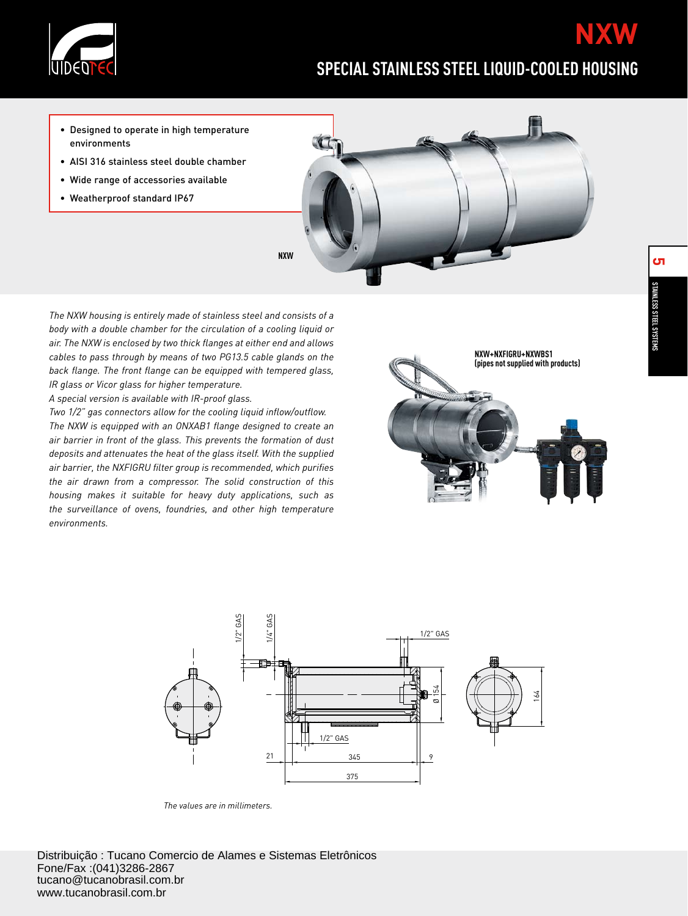# NXW

## SPECIAL STAINLESS STEEL LIQUID-COOLED HOUSING

- Designed to operate in high temperature environments
- AISI 316 stainless steel double chamber
- Wide range of accessories available
- Weatherproof standard IP67

NXW

*The NXW housing is entirely made of stainless steel and consists of a body with a double chamber for the circulation of a cooling liquid or air. The NXW is enclosed by two thick flanges at either end and allows cables to pass through by means of two PG13.5 cable glands on the back flange. The front flange can be equipped with tempered glass, IR glass or Vicor glass for higher temperature.*

*A special version is available with IR-proof glass.*

*Two 1/2" gas connectors allow for the cooling liquid inflow/outflow.*

*The NXW is equipped with an ONXAB1 flange designed to create an air barrier in front of the glass. This prevents the formation of dust deposits and attenuates the heat of the glass itself. With the supplied air barrier, the NXFIGRU filter group is recommended, which purifies the air drawn from a compressor. The solid construction of this housing makes it suitable for heavy duty applications, such as the surveillance of ovens, foundries, and other high temperature environments.*

**NXW+NXFIGRU+NXWBS1**
**(pipes not supplied with products)**

1/2" GAS
1/4" GAS
1/2" GAS
1/2" GAS
Ø 154
164
21
345
9
375

*The values are in millimeters.*

Distribuição : Tucano Comercio de Alames e Sistemas Eletrônicos
Fone/Fax :(041)3286-2867
tucano@tucanobrasil.com.br
www.tucanobrasil.com.br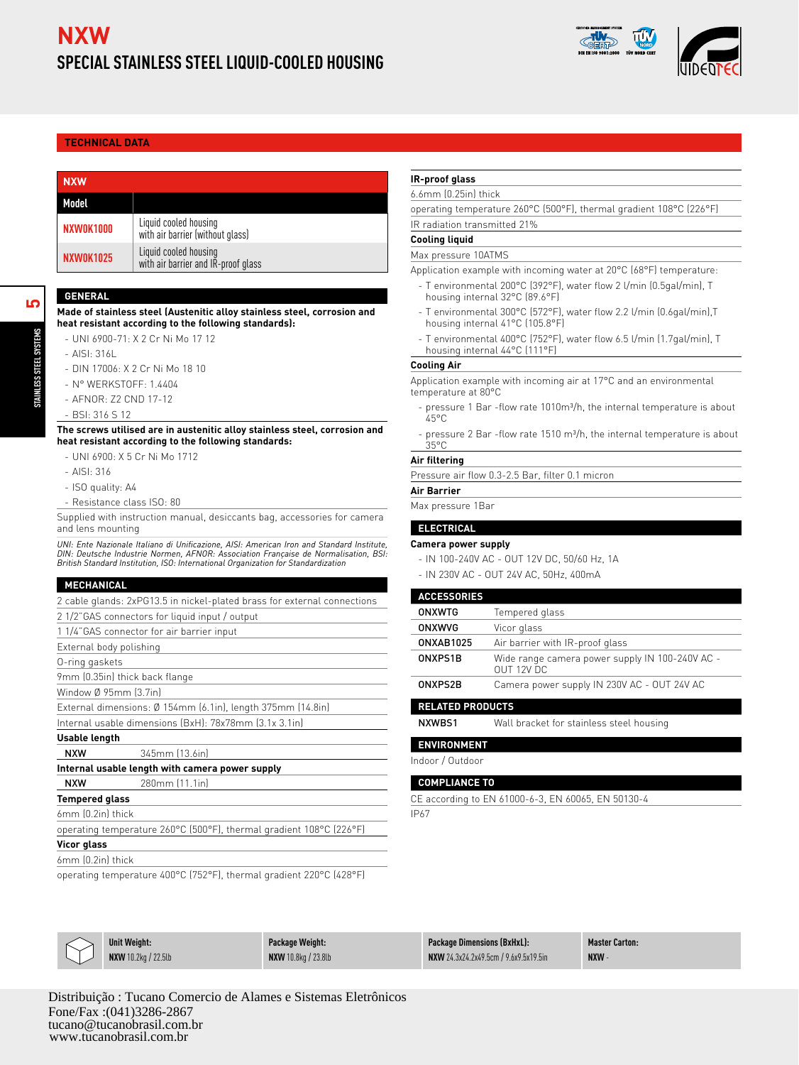# NXW

## SPECIAL STAINLESS STEEL LIQUID-COOLED HOUSING

## TECHNICAL DATA

| NXW | |
|---|---|
| **Model** | |
| **NXW0K1000** | Liquid cooled housing with air barrier (without glass) |
| **NXW0K1025** | Liquid cooled housing with air barrier and IR-proof glass |

### GENERAL

**Made of stainless steel (Austenitic alloy stainless steel, corrosion and heat resistant according to the following standards):**

- UNI 6900-71: X 2 Cr Ni Mo 17 12
- AISI: 316L
- DIN 17006: X 2 Cr Ni Mo 18 10
- N° WERKSTOFF: 1.4404
- AFNOR: Z2 CND 17-12
- BSI: 316 S 12

**The screws utilised are in austenitic alloy stainless steel, corrosion and heat resistant according to the following standards:**

- UNI 6900: X 5 Cr Ni Mo 1712
- AISI: 316
- ISO quality: A4
- Resistance class ISO: 80

Supplied with instruction manual, desiccants bag, accessories for camera and lens mounting

*UNI: Ente Nazionale Italiano di Unificazione, AISI: American Iron and Standard Institute, DIN: Deutsche Industrie Normen, AFNOR: Association Française de Normalisation, BSI: British Standard Institution, ISO: International Organization for Standardization*

### MECHANICAL

2 cable glands: 2xPG13.5 in nickel-plated brass for external connections

2 1/2"GAS connectors for liquid input / output

1 1/4"GAS connector for air barrier input

External body polishing

O-ring gaskets

9mm (0.35in) thick back flange

Window Ø 95mm (3.7in)

External dimensions: Ø 154mm (6.1in), length 375mm (14.8in)

Internal usable dimensions (BxH): 78x78mm (3.1x 3.1in)

**Usable length**

**NXW** 345mm (13.6in)

**Internal usable length with camera power supply**

**NXW** 280mm (11.1in)

**Tempered glass**

6mm (0.2in) thick

operating temperature 260°C (500°F), thermal gradient 108°C (226°F)

**Vicor glass**

6mm (0.2in) thick

operating temperature 400°C (752°F), thermal gradient 220°C (428°F)

**IR-proof glass**

6.6mm (0.25in) thick

operating temperature 260°C (500°F), thermal gradient 108°C (226°F)

IR radiation transmitted 21%

**Cooling liquid**

Max pressure 10ATMS

Application example with incoming water at 20°C (68°F) temperature:

- T environmental 200°C (392°F), water flow 2 l/min (0.5gal/min), T housing internal 32°C (89.6°F)
- T environmental 300°C (572°F), water flow 2.2 l/min (0.6gal/min),T housing internal 41°C (105.8°F)
- T environmental 400°C (752°F), water flow 6.5 l/min (1.7gal/min), T housing internal 44°C (111°F)

**Cooling Air**

Application example with incoming air at 17°C and an environmental temperature at 80°C

- pressure 1 Bar -flow rate 1010m³/h, the internal temperature is about 45°C
- pressure 2 Bar -flow rate 1510 m³/h, the internal temperature is about 35°C

**Air filtering**

Pressure air flow 0.3-2.5 Bar, filter 0.1 micron

**Air Barrier**

Max pressure 1Bar

### ELECTRICAL

**Camera power supply**

- IN 100-240V AC - OUT 12V DC, 50/60 Hz, 1A
- IN 230V AC - OUT 24V AC, 50Hz, 400mA

### ACCESSORIES

| | |
|---|---|
| **ONXWTG** | Tempered glass |
| **ONXWVG** | Vicor glass |
| **ONXAB1025** | Air barrier with IR-proof glass |
| **ONXPS1B** | Wide range camera power supply IN 100-240V AC - OUT 12V DC |
| **ONXPS2B** | Camera power supply IN 230V AC - OUT 24V AC |

### RELATED PRODUCTS

| | |
|---|---|
| **NXWBS1** | Wall bracket for stainless steel housing |

### ENVIRONMENT

Indoor / Outdoor

### COMPLIANCE TO

CE according to EN 61000-6-3, EN 60065, EN 50130-4

IP67

| Unit Weight: | Package Weight: | Package Dimensions (BxHxL): | Master Carton: |
|---|---|---|---|
| **NXW** 10.2kg / 22.5lb | **NXW** 10.8kg / 23.8lb | **NXW** 24.3x24.2x49.5cm / 9.6x9.5x19.5in | **NXW** - |

Distribuição : Tucano Comercio de Alames e Sistemas Eletrônicos
Fone/Fax :(041)3286-2867
tucano@tucanobrasil.com.br
www.tucanobrasil.com.br